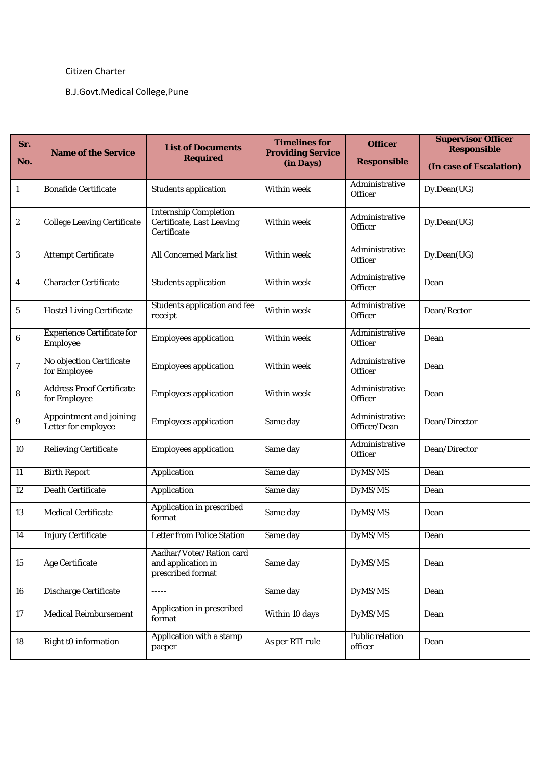Citizen Charter

B.J.Govt.Medical College,Pune

| Sr. No. | Name of the Service | List of Documents Required | Timelines for Providing Service (in Days) | Officer Responsible | Supervisor Officer Responsible (In case of Escalation) |
|---|---|---|---|---|---|
| 1 | Bonafide Certificate | Students application | Within week | Administrative Officer | Dy.Dean(UG) |
| 2 | College Leaving Certificate | Internship Completion Certificate, Last Leaving Certificate | Within week | Administrative Officer | Dy.Dean(UG) |
| 3 | Attempt Certificate | All Concerned Mark list | Within week | Administrative Officer | Dy.Dean(UG) |
| 4 | Character Certificate | Students application | Within week | Administrative Officer | Dean |
| 5 | Hostel Living Certificate | Students application and fee receipt | Within week | Administrative Officer | Dean/Rector |
| 6 | Experience Certificate for Employee | Employees application | Within week | Administrative Officer | Dean |
| 7 | No objection Certificate for Employee | Employees application | Within week | Administrative Officer | Dean |
| 8 | Address Proof Certificate for Employee | Employees application | Within week | Administrative Officer | Dean |
| 9 | Appointment and joining Letter for employee | Employees application | Same day | Administrative Officer/Dean | Dean/Director |
| 10 | Relieving Certificate | Employees application | Same day | Administrative Officer | Dean/Director |
| 11 | Birth Report | Application | Same day | DyMS/MS | Dean |
| 12 | Death Certificate | Application | Same day | DyMS/MS | Dean |
| 13 | Medical Certificate | Application in prescribed format | Same day | DyMS/MS | Dean |
| 14 | Injury Certificate | Letter from Police Station | Same day | DyMS/MS | Dean |
| 15 | Age Certificate | Aadhar/Voter/Ration card and application in prescribed format | Same day | DyMS/MS | Dean |
| 16 | Discharge Certificate | ----- | Same day | DyMS/MS | Dean |
| 17 | Medical Reimbursement | Application in prescribed format | Within 10 days | DyMS/MS | Dean |
| 18 | Right t0 information | Application with a stamp paeper | As per RTI rule | Public relation officer | Dean |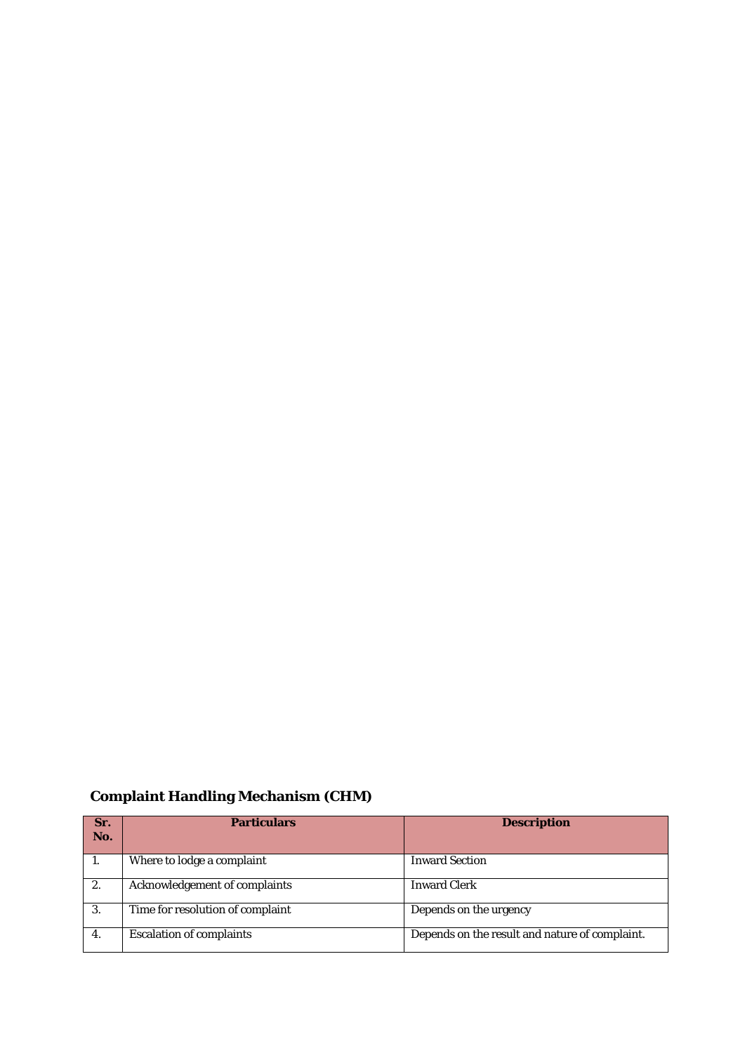## Complaint Handling Mechanism (CHM)

| Sr. No. | Particulars | Description |
|---|---|---|
| 1. | Where to lodge a complaint | Inward Section |
| 2. | Acknowledgement of complaints | Inward Clerk |
| 3. | Time for resolution of complaint | Depends on the urgency |
| 4. | Escalation of complaints | Depends on the result and nature of complaint. |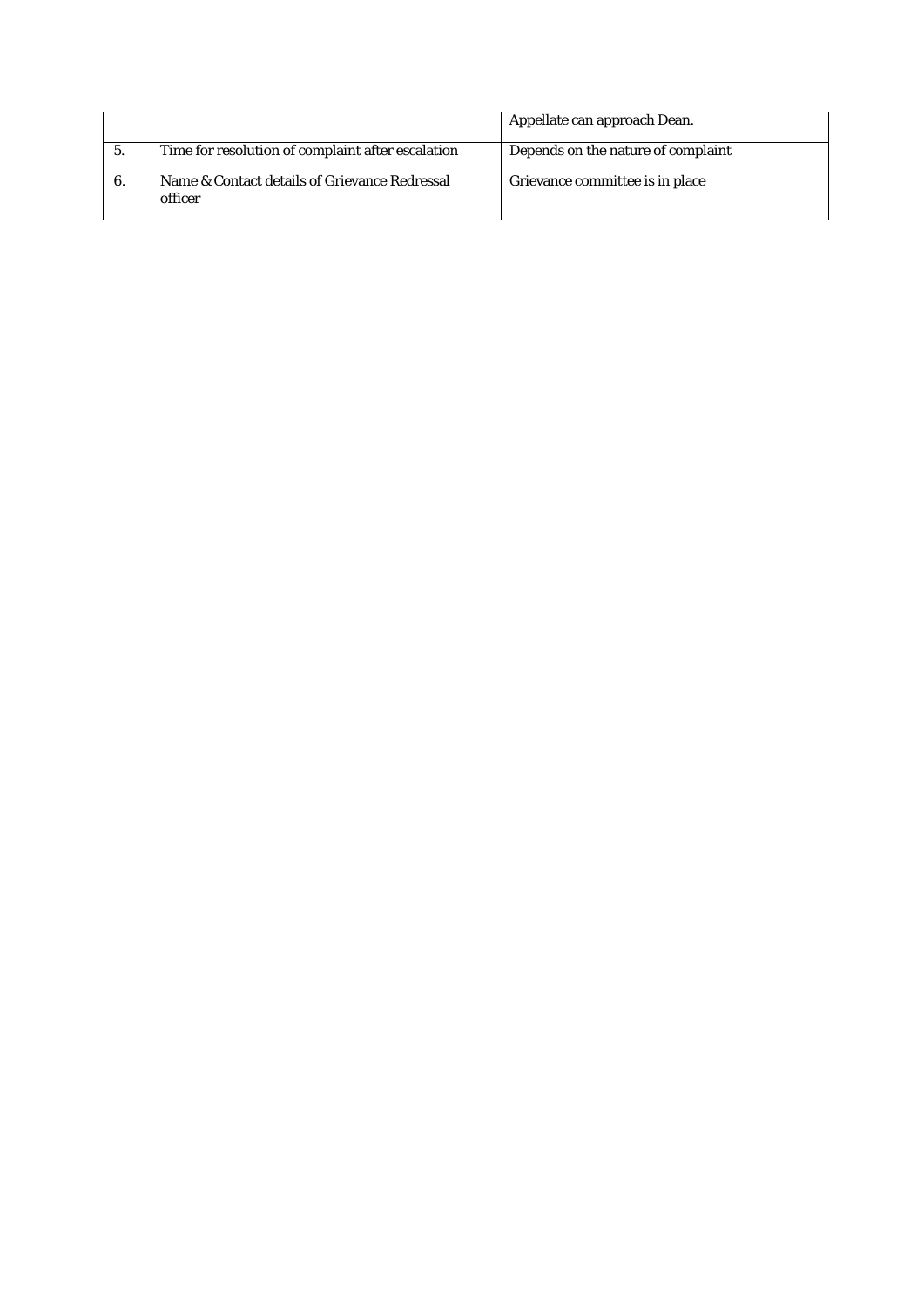| | | |
|---|---|---|
| | | Appellate can approach Dean. |
| 5. | Time for resolution of complaint after escalation | Depends on the nature of complaint |
| 6. | Name & Contact details of Grievance Redressal officer | Grievance committee is in place |